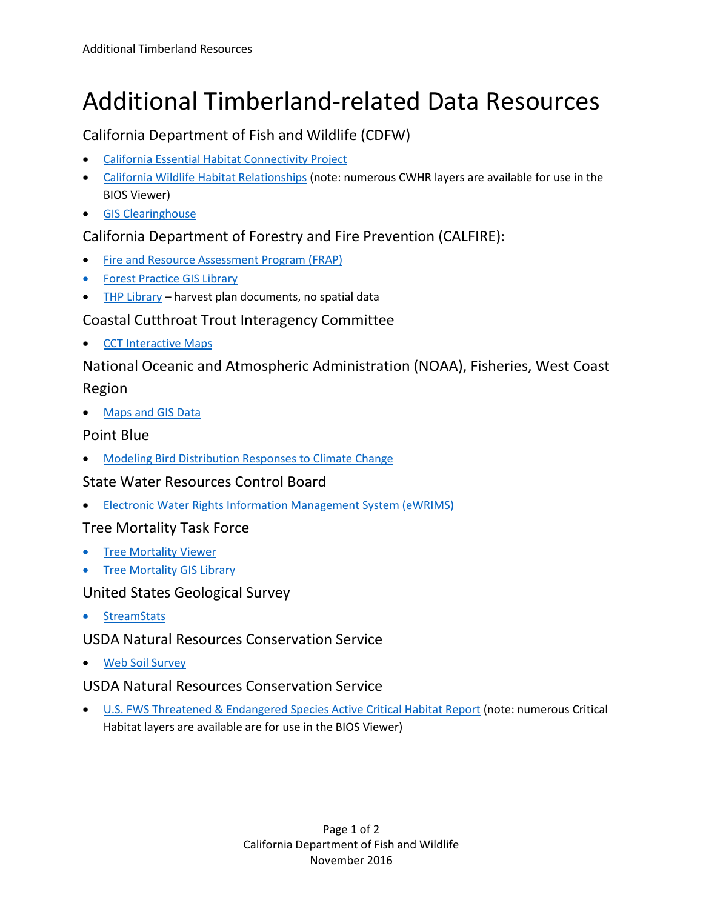# Additional Timberland-related Data Resources

## California Department of Fish and Wildlife (CDFW)

- California Essential Habitat Connectivity Project
- California Wildlife Habitat Relationships (note: numerous CWHR layers are available for use in the BIOS Viewer)
- GIS Clearinghouse

## California Department of Forestry and Fire Prevention (CALFIRE):

- Fire and Resource Assessment Program (FRAP)
- Forest Practice GIS Library
- THP Library – harvest plan documents, no spatial data

## Coastal Cutthroat Trout Interagency Committee

- CCT Interactive Maps

## National Oceanic and Atmospheric Administration (NOAA), Fisheries, West Coast Region

- Maps and GIS Data

## Point Blue

- Modeling Bird Distribution Responses to Climate Change

## State Water Resources Control Board

- Electronic Water Rights Information Management System (eWRIMS)

## Tree Mortality Task Force

- Tree Mortality Viewer
- Tree Mortality GIS Library

## United States Geological Survey

- StreamStats

## USDA Natural Resources Conservation Service

- Web Soil Survey

## USDA Natural Resources Conservation Service

- U.S. FWS Threatened & Endangered Species Active Critical Habitat Report (note: numerous Critical Habitat layers are available are for use in the BIOS Viewer)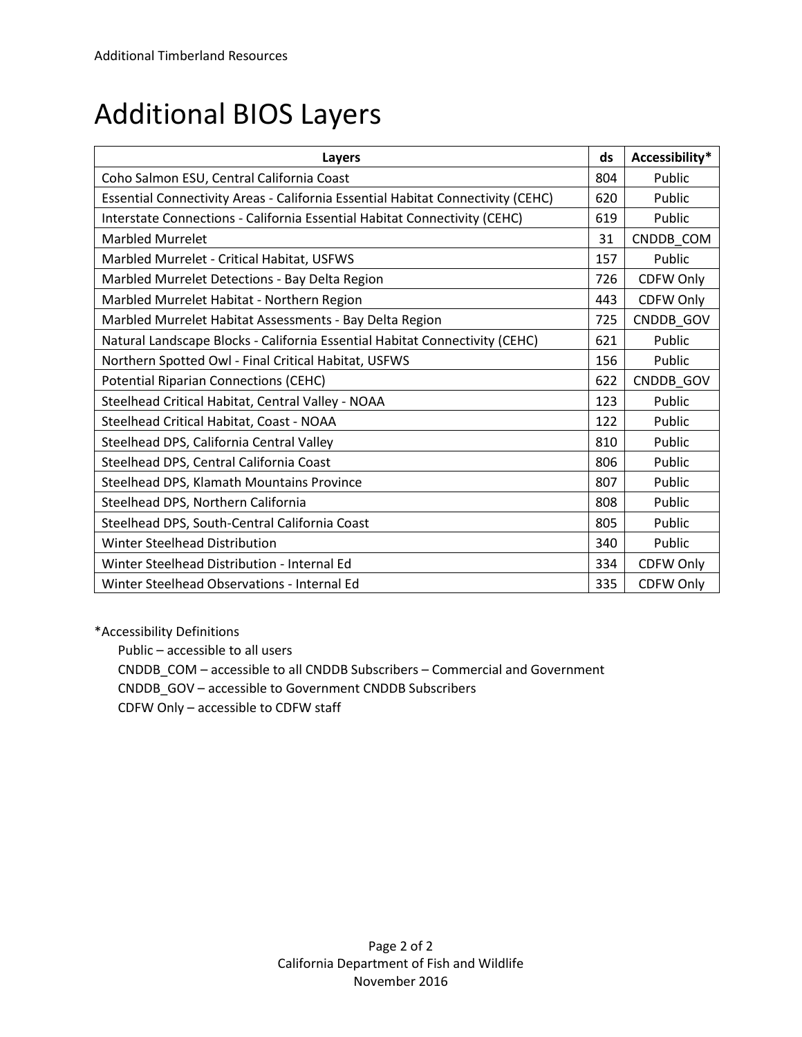# Additional BIOS Layers

| Layers | ds | Accessibility* |
|---|---|---|
| Coho Salmon ESU, Central California Coast | 804 | Public |
| Essential Connectivity Areas - California Essential Habitat Connectivity (CEHC) | 620 | Public |
| Interstate Connections - California Essential Habitat Connectivity (CEHC) | 619 | Public |
| Marbled Murrelet | 31 | CNDDB_COM |
| Marbled Murrelet - Critical Habitat, USFWS | 157 | Public |
| Marbled Murrelet Detections - Bay Delta Region | 726 | CDFW Only |
| Marbled Murrelet Habitat - Northern Region | 443 | CDFW Only |
| Marbled Murrelet Habitat Assessments - Bay Delta Region | 725 | CNDDB_GOV |
| Natural Landscape Blocks - California Essential Habitat Connectivity (CEHC) | 621 | Public |
| Northern Spotted Owl - Final Critical Habitat, USFWS | 156 | Public |
| Potential Riparian Connections (CEHC) | 622 | CNDDB_GOV |
| Steelhead Critical Habitat, Central Valley - NOAA | 123 | Public |
| Steelhead Critical Habitat, Coast - NOAA | 122 | Public |
| Steelhead DPS, California Central Valley | 810 | Public |
| Steelhead DPS, Central California Coast | 806 | Public |
| Steelhead DPS, Klamath Mountains Province | 807 | Public |
| Steelhead DPS, Northern California | 808 | Public |
| Steelhead DPS, South-Central California Coast | 805 | Public |
| Winter Steelhead Distribution | 340 | Public |
| Winter Steelhead Distribution - Internal Ed | 334 | CDFW Only |
| Winter Steelhead Observations - Internal Ed | 335 | CDFW Only |

*Accessibility Definitions

- Public – accessible to all users
- CNDDB_COM – accessible to all CNDDB Subscribers – Commercial and Government
- CNDDB_GOV – accessible to Government CNDDB Subscribers
- CDFW Only – accessible to CDFW staff